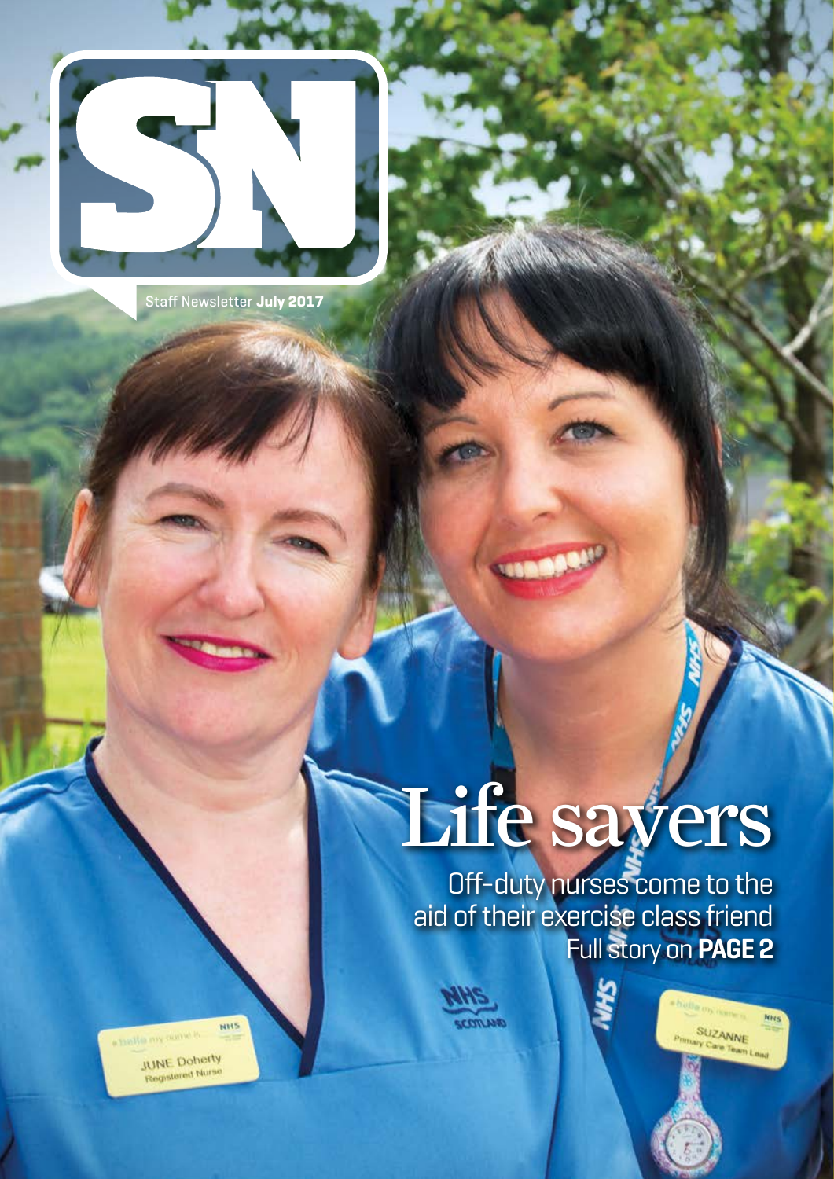# SN

Staff Newsletter **July 2017**

# Life savers

Off-duty nurses come to the aid of their exercise class friend
Full story on **PAGE 2**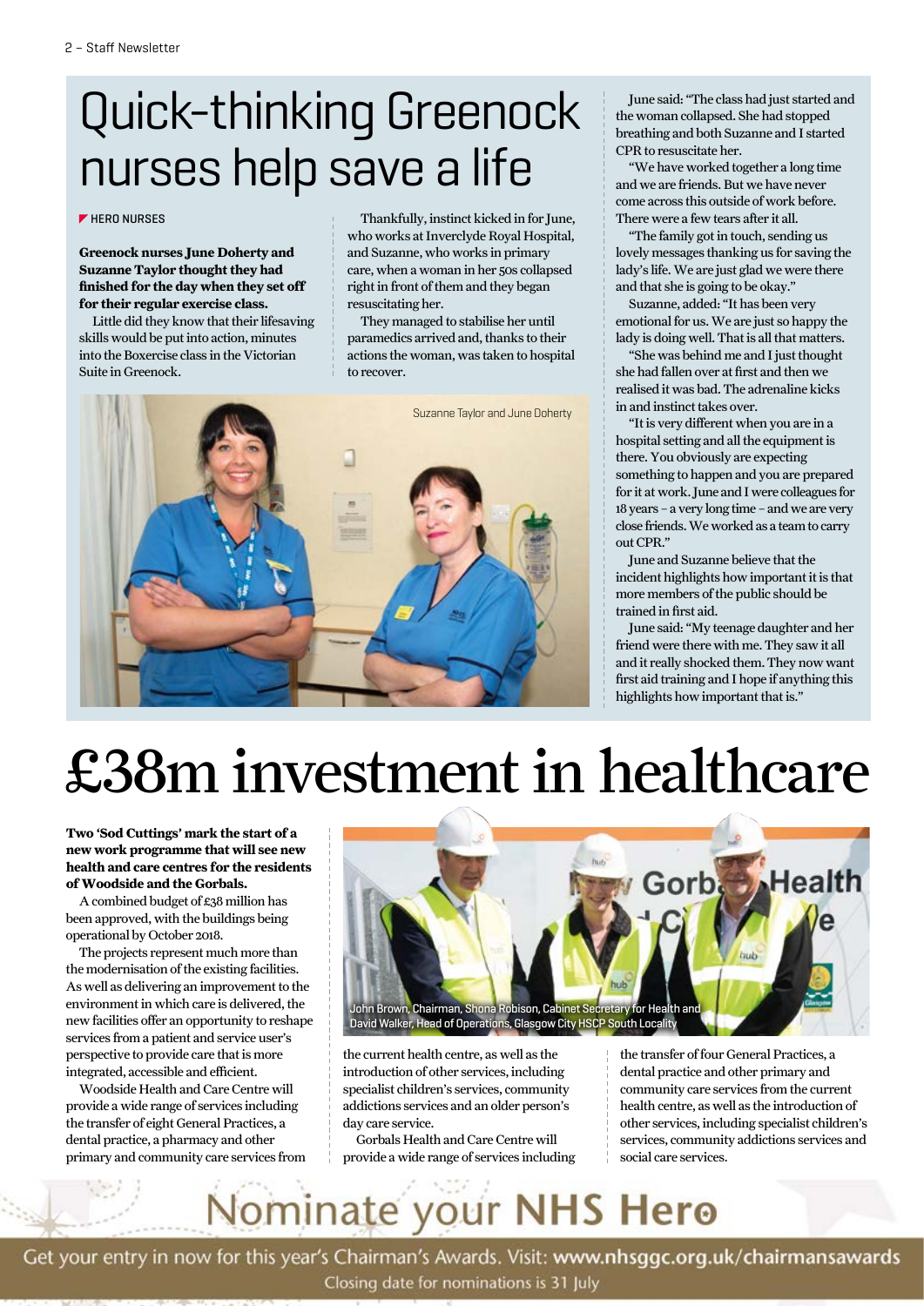# Quick-thinking Greenock nurses help save a life

HERO NURSES

**Greenock nurses June Doherty and Suzanne Taylor thought they had finished for the day when they set off for their regular exercise class.**

Little did they know that their lifesaving skills would be put into action, minutes into the Boxercise class in the Victorian Suite in Greenock.

Thankfully, instinct kicked in for June, who works at Inverclyde Royal Hospital, and Suzanne, who works in primary care, when a woman in her 50s collapsed right in front of them and they began resuscitating her.

They managed to stabilise her until paramedics arrived and, thanks to their actions the woman, was taken to hospital to recover.

Suzanne Taylor and June Doherty

June said: "The class had just started and the woman collapsed. She had stopped breathing and both Suzanne and I started CPR to resuscitate her.

"We have worked together a long time and we are friends. But we have never come across this outside of work before. There were a few tears after it all.

"The family got in touch, sending us lovely messages thanking us for saving the lady's life. We are just glad we were there and that she is going to be okay."

Suzanne, added: "It has been very emotional for us. We are just so happy the lady is doing well. That is all that matters.

"She was behind me and I just thought she had fallen over at first and then we realised it was bad. The adrenaline kicks in and instinct takes over.

"It is very different when you are in a hospital setting and all the equipment is there. You obviously are expecting something to happen and you are prepared for it at work. June and I were colleagues for 18 years – a very long time – and we are very close friends. We worked as a team to carry out CPR."

June and Suzanne believe that the incident highlights how important it is that more members of the public should be trained in first aid.

June said: "My teenage daughter and her friend were there with me. They saw it all and it really shocked them. They now want first aid training and I hope if anything this highlights how important that is."

# £38m investment in healthcare

**Two 'Sod Cuttings' mark the start of a new work programme that will see new health and care centres for the residents of Woodside and the Gorbals.**

A combined budget of £38 million has been approved, with the buildings being operational by October 2018.

The projects represent much more than the modernisation of the existing facilities. As well as delivering an improvement to the environment in which care is delivered, the new facilities offer an opportunity to reshape services from a patient and service user's perspective to provide care that is more integrated, accessible and efficient.

Woodside Health and Care Centre will provide a wide range of services including the transfer of eight General Practices, a dental practice, a pharmacy and other primary and community care services from the current health centre, as well as the introduction of other services, including specialist children's services, community addictions services and an older person's day care service.

John Brown, Chairman, Shona Robison, Cabinet Secretary for Health and David Walker, Head of Operations, Glasgow City HSCP South Locality

Gorbals Health and Care Centre will provide a wide range of services including the transfer of four General Practices, a dental practice and other primary and community care services from the current health centre, as well as the introduction of other services, including specialist children's services, community addictions services and social care services.

## Nominate your NHS Hero

Get your entry in now for this year's Chairman's Awards. Visit: **www.nhsggc.org.uk/chairmansawards**

Closing date for nominations is 31 July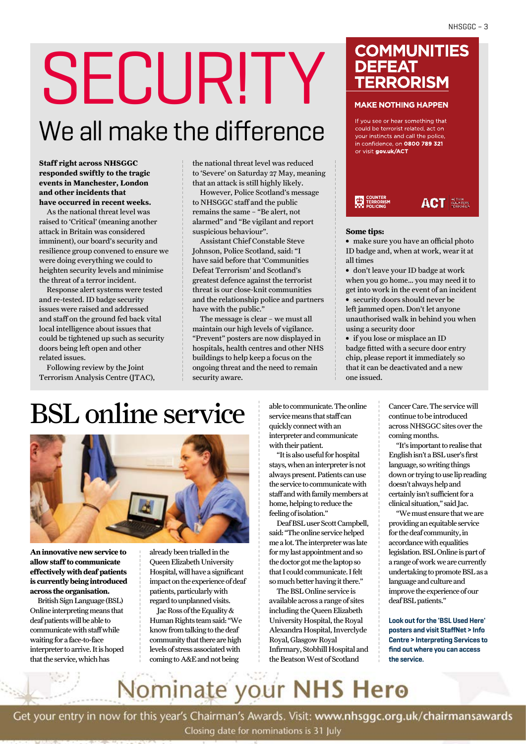# SECUR!TY

## We all make the difference

**Staff right across NHSGGC responded swiftly to the tragic events in Manchester, London and other incidents that have occurred in recent weeks.**

As the national threat level was raised to 'Critical' (meaning another attack in Britain was considered imminent), our board's security and resilience group convened to ensure we were doing everything we could to heighten security levels and minimise the threat of a terror incident.

Response alert systems were tested and re-tested. ID badge security issues were raised and addressed and staff on the ground fed back vital local intelligence about issues that could be tightened up such as security doors being left open and other related issues.

Following review by the Joint Terrorism Analysis Centre (JTAC), the national threat level was reduced to 'Severe' on Saturday 27 May, meaning that an attack is still highly likely.

However, Police Scotland's message to NHSGGC staff and the public remains the same – "Be alert, not alarmed" and "Be vigilant and report suspicious behaviour".

Assistant Chief Constable Steve Johnson, Police Scotland, said: "I have said before that 'Communities Defeat Terrorism' and Scotland's greatest defence against the terrorist threat is our close-knit communities and the relationship police and partners have with the public."

The message is clear – we must all maintain our high levels of vigilance. "Prevent" posters are now displayed in hospitals, health centres and other NHS buildings to help keep a focus on the ongoing threat and the need to remain security aware.

### COMMUNITIES DEFEAT TERRORISM

**MAKE NOTHING HAPPEN**

If you see or hear something that could be terrorist related, act on your instincts and call the police, in confidence, on **0800 789 321** or visit **gov.uk/ACT**

COUNTER TERRORISM POLICING

ACT ACTION COUNTERS TERRORISM

**Some tips:**

- make sure you have an official photo ID badge and, when at work, wear it at all times
- don't leave your ID badge at work when you go home... you may need it to get into work in the event of an incident
- security doors should never be left jammed open. Don't let anyone unauthorised walk in behind you when using a security door
- if you lose or misplace an ID badge fitted with a secure door entry chip, please report it immediately so that it can be deactivated and a new one issued.

# BSL online service

**An innovative new service to allow staff to communicate effectively with deaf patients is currently being introduced across the organisation.**

British Sign Language (BSL) Online interpreting means that deaf patients will be able to communicate with staff while waiting for a face-to-face interpreter to arrive. It is hoped that the service, which has already been trialled in the Queen Elizabeth University Hospital, will have a significant impact on the experience of deaf patients, particularly with regard to unplanned visits.

Jac Ross of the Equality & Human Rights team said: "We know from talking to the deaf community that there are high levels of stress associated with coming to A&E and not being able to communicate. The online service means that staff can quickly connect with an interpreter and communicate with their patient.

"It is also useful for hospital stays, when an interpreter is not always present. Patients can use the service to communicate with staff and with family members at home, helping to reduce the feeling of isolation."

Deaf BSL user Scott Campbell, said: "The online service helped me a lot. The interpreter was late for my last appointment and so the doctor got me the laptop so that I could communicate. I felt so much better having it there."

The BSL Online service is available across a range of sites including the Queen Elizabeth University Hospital, the Royal Alexandra Hospital, Inverclyde Royal, Glasgow Royal Infirmary, Stobhill Hospital and the Beatson West of Scotland Cancer Care. The service will continue to be introduced across NHSGGC sites over the coming months.

"It's important to realise that English isn't a BSL user's first language, so writing things down or trying to use lip reading doesn't always help and certainly isn't sufficient for a clinical situation," said Jac.

"We must ensure that we are providing an equitable service for the deaf community, in accordance with equalities legislation. BSL Online is part of a range of work we are currently undertaking to promote BSL as a language and culture and improve the experience of our deaf BSL patients."

**Look out for the 'BSL Used Here' posters and visit StaffNet > Info Centre > Interpreting Services to find out where you can access the service.**

## Nominate your NHS Hero

Get your entry in now for this year's Chairman's Awards. Visit: **www.nhsggc.org.uk/chairmansawards**

Closing date for nominations is 31 July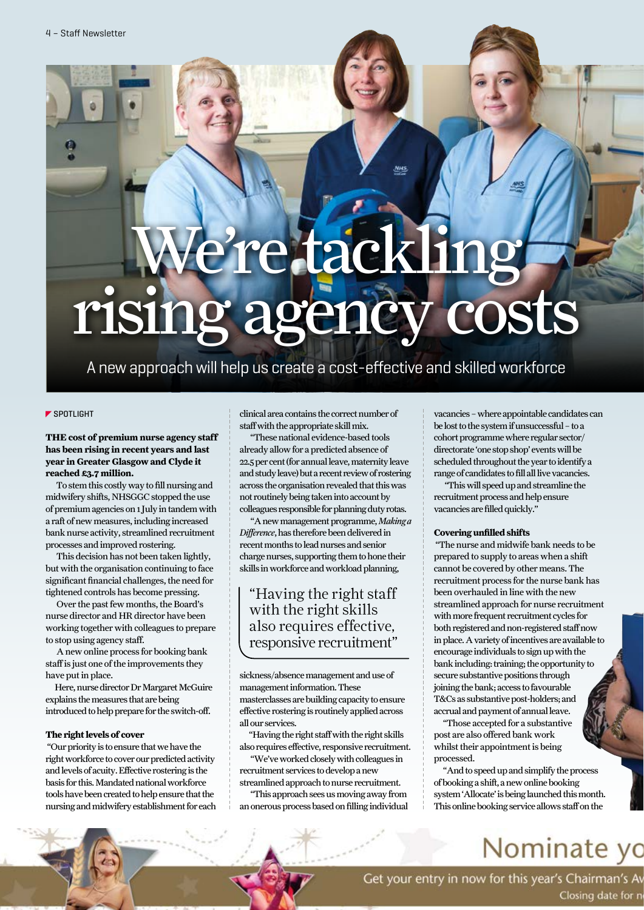# We're tackling rising agency costs

A new approach will help us create a cost-effective and skilled workforce

SPOTLIGHT

**THE cost of premium nurse agency staff has been rising in recent years and last year in Greater Glasgow and Clyde it reached £3.7 million.**

To stem this costly way to fill nursing and midwifery shifts, NHSGGC stopped the use of premium agencies on 1 July in tandem with a raft of new measures, including increased bank nurse activity, streamlined recruitment processes and improved rostering.

This decision has not been taken lightly, but with the organisation continuing to face significant financial challenges, the need for tightened controls has become pressing.

Over the past few months, the Board's nurse director and HR director have been working together with colleagues to prepare to stop using agency staff.

A new online process for booking bank staff is just one of the improvements they have put in place.

Here, nurse director Dr Margaret McGuire explains the measures that are being introduced to help prepare for the switch-off.

### The right levels of cover

"Our priority is to ensure that we have the right workforce to cover our predicted activity and levels of acuity. Effective rostering is the basis for this. Mandated national workforce tools have been created to help ensure that the nursing and midwifery establishment for each clinical area contains the correct number of staff with the appropriate skill mix.

"These national evidence-based tools already allow for a predicted absence of 22.5 per cent (for annual leave, maternity leave and study leave) but a recent review of rostering across the organisation revealed that this was not routinely being taken into account by colleagues responsible for planning duty rotas.

"A new management programme, *Making a Difference*, has therefore been delivered in recent months to lead nurses and senior charge nurses, supporting them to hone their skills in workforce and workload planning, sickness/absence management and use of management information. These masterclasses are building capacity to ensure effective rostering is routinely applied across all our services.

> "Having the right staff with the right skills also requires effective, responsive recruitment"

"Having the right staff with the right skills also requires effective, responsive recruitment.

"We've worked closely with colleagues in recruitment services to develop a new streamlined approach to nurse recruitment.

"This approach sees us moving away from an onerous process based on filling individual vacancies – where appointable candidates can be lost to the system if unsuccessful – to a cohort programme where regular sector/directorate 'one stop shop' events will be scheduled throughout the year to identify a range of candidates to fill all live vacancies.

"This will speed up and streamline the recruitment process and help ensure vacancies are filled quickly."

### Covering unfilled shifts

"The nurse and midwife bank needs to be prepared to supply to areas when a shift cannot be covered by other means. The recruitment process for the nurse bank has been overhauled in line with the new streamlined approach for nurse recruitment with more frequent recruitment cycles for both registered and non-registered staff now in place. A variety of incentives are available to encourage individuals to sign up with the bank including: training; the opportunity to secure substantive positions through joining the bank; access to favourable T&Cs as substantive post-holders; and accrual and payment of annual leave.

"Those accepted for a substantive post are also offered bank work whilst their appointment is being processed.

"And to speed up and simplify the process of booking a shift, a new online booking system 'Allocate' is being launched this month. This online booking service allows staff on the

Nominate yo

Get your entry in now for this year's Chairman's Av

Closing date for n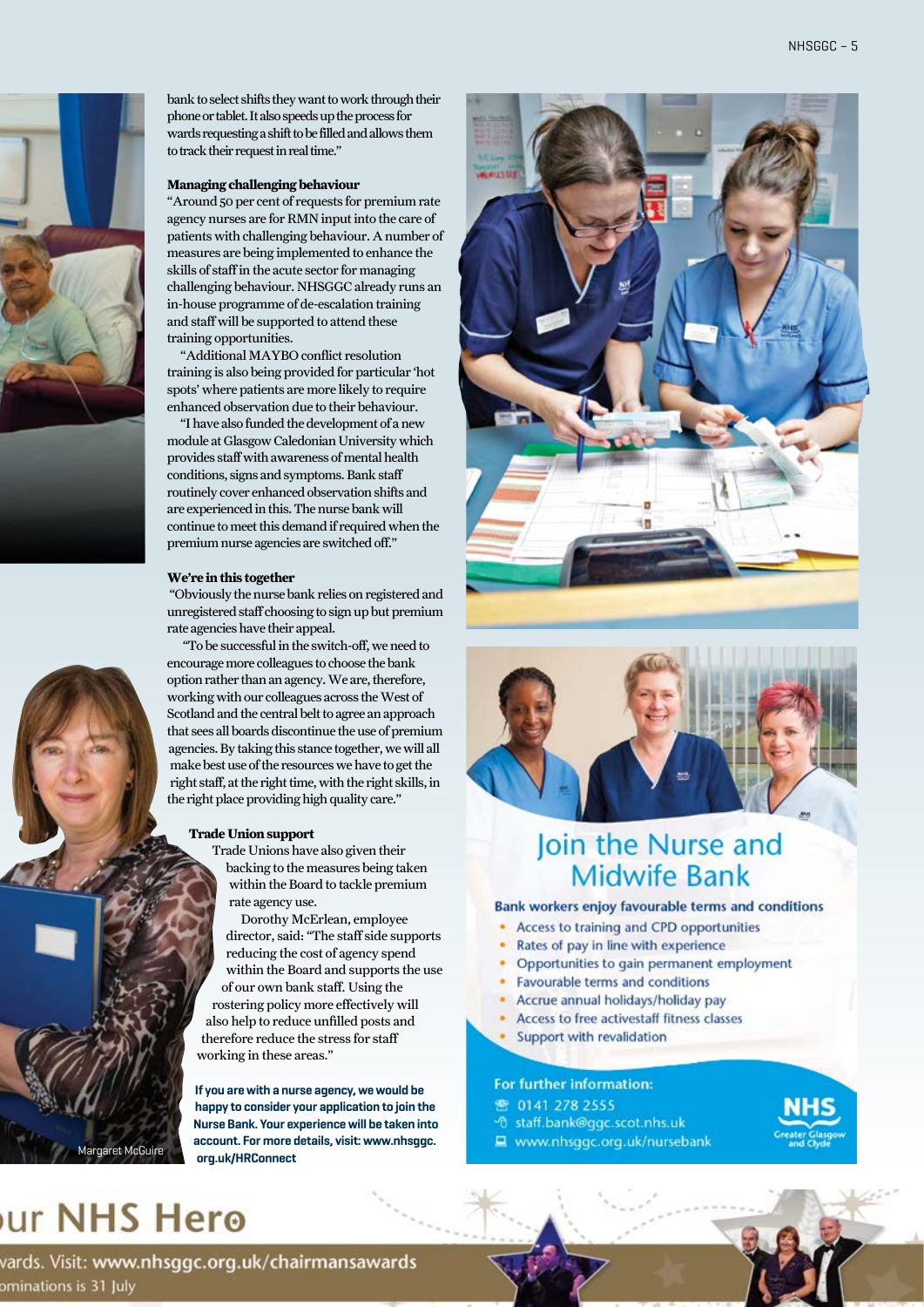bank to select shifts they want to work through their phone or tablet. It also speeds up the process for wards requesting a shift to be filled and allows them to track their request in real time."

### Managing challenging behaviour

"Around 50 per cent of requests for premium rate agency nurses are for RMN input into the care of patients with challenging behaviour. A number of measures are being implemented to enhance the skills of staff in the acute sector for managing challenging behaviour. NHSGGC already runs an in-house programme of de-escalation training and staff will be supported to attend these training opportunities.

"Additional MAYBO conflict resolution training is also being provided for particular 'hot spots' where patients are more likely to require enhanced observation due to their behaviour.

"I have also funded the development of a new module at Glasgow Caledonian University which provides staff with awareness of mental health conditions, signs and symptoms. Bank staff routinely cover enhanced observation shifts and are experienced in this. The nurse bank will continue to meet this demand if required when the premium nurse agencies are switched off."

### We're in this together

"Obviously the nurse bank relies on registered and unregistered staff choosing to sign up but premium rate agencies have their appeal.

"To be successful in the switch-off, we need to encourage more colleagues to choose the bank option rather than an agency. We are, therefore, working with our colleagues across the West of Scotland and the central belt to agree an approach that sees all boards discontinue the use of premium agencies. By taking this stance together, we will all make best use of the resources we have to get the right staff, at the right time, with the right skills, in the right place providing high quality care."

### Trade Union support

Trade Unions have also given their backing to the measures being taken within the Board to tackle premium rate agency use.

Dorothy McErlean, employee director, said: "The staff side supports reducing the cost of agency spend within the Board and supports the use of our own bank staff. Using the rostering policy more effectively will also help to reduce unfilled posts and therefore reduce the stress for staff working in these areas."

**If you are with a nurse agency, we would be happy to consider your application to join the Nurse Bank. Your experience will be taken into account. For more details, visit: www.nhsggc.org.uk/HRConnect**

Margaret McGuire

## Join the Nurse and Midwife Bank

**Bank workers enjoy favourable terms and conditions**

- Access to training and CPD opportunities
- Rates of pay in line with experience
- Opportunities to gain permanent employment
- Favourable terms and conditions
- Accrue annual holidays/holiday pay
- Access to free activestaff fitness classes
- Support with revalidation

**For further information:**

0141 278 2555
staff.bank@ggc.scot.nhs.uk
www.nhsggc.org.uk/nursebank

NHS Greater Glasgow and Clyde

our NHS Hero

vards. Visit: www.nhsggc.org.uk/chairmansawards
ominations is 31 July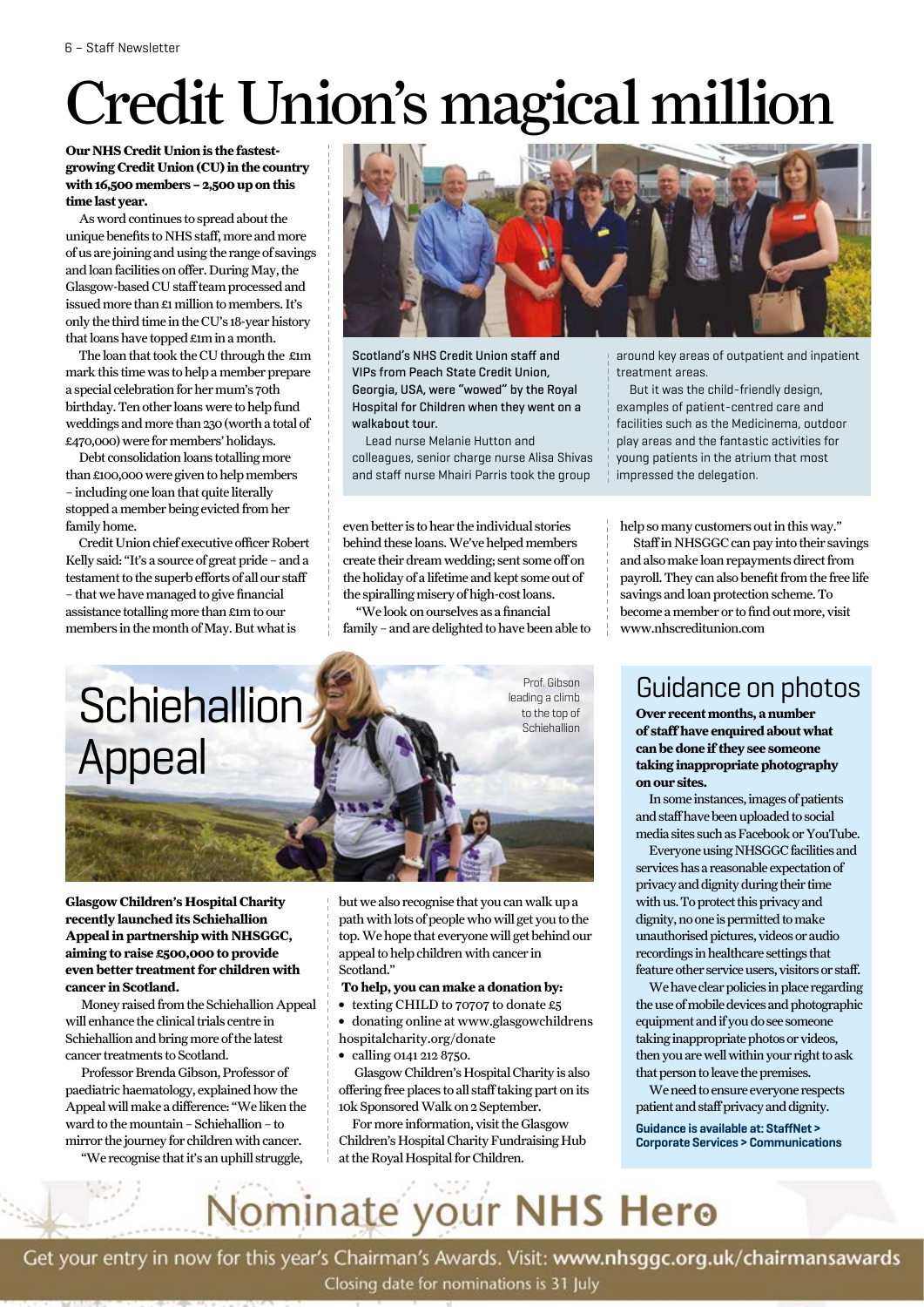# Credit Union's magical million

**Our NHS Credit Union is the fastest-growing Credit Union (CU) in the country with 16,500 members – 2,500 up on this time last year.**

As word continues to spread about the unique benefits to NHS staff, more and more of us are joining and using the range of savings and loan facilities on offer. During May, the Glasgow-based CU staff team processed and issued more than £1 million to members. It's only the third time in the CU's 18-year history that loans have topped £1m in a month.

The loan that took the CU through the £1m mark this time was to help a member prepare a special celebration for her mum's 70th birthday. Ten other loans were to help fund weddings and more than 230 (worth a total of £470,000) were for members' holidays.

Debt consolidation loans totalling more than £100,000 were given to help members – including one loan that quite literally stopped a member being evicted from her family home.

Credit Union chief executive officer Robert Kelly said: "It's a source of great pride – and a testament to the superb efforts of all our staff – that we have managed to give financial assistance totalling more than £1m to our members in the month of May. But what is even better is to hear the individual stories behind these loans. We've helped members create their dream wedding; sent some off on the holiday of a lifetime and kept some out of the spiralling misery of high-cost loans.

"We look on ourselves as a financial family – and are delighted to have been able to help so many customers out in this way."

Staff in NHSGGC can pay into their savings and also make loan repayments direct from payroll. They can also benefit from the free life savings and loan protection scheme. To become a member or to find out more, visit www.nhscreditunion.com

Scotland's NHS Credit Union staff and VIPs from Peach State Credit Union, Georgia, USA, were "wowed" by the Royal Hospital for Children when they went on a walkabout tour.

Lead nurse Melanie Hutton and colleagues, senior charge nurse Alisa Shivas and staff nurse Mhairi Parris took the group around key areas of outpatient and inpatient treatment areas.

But it was the child-friendly design, examples of patient-centred care and facilities such as the Medicinema, outdoor play areas and the fantastic activities for young patients in the atrium that most impressed the delegation.

# Schiehallion Appeal

Prof. Gibson leading a climb to the top of Schiehallion

**Glasgow Children's Hospital Charity recently launched its Schiehallion Appeal in partnership with NHSGGC, aiming to raise £500,000 to provide even better treatment for children with cancer in Scotland.**

Money raised from the Schiehallion Appeal will enhance the clinical trials centre in Schiehallion and bring more of the latest cancer treatments to Scotland.

Professor Brenda Gibson, Professor of paediatric haematology, explained how the Appeal will make a difference: "We liken the ward to the mountain – Schiehallion – to mirror the journey for children with cancer.

"We recognise that it's an uphill struggle, but we also recognise that you can walk up a path with lots of people who will get you to the top. We hope that everyone will get behind our appeal to help children with cancer in Scotland."

**To help, you can make a donation by:**

- texting CHILD to 70707 to donate £5
- donating online at www.glasgowchildrenshospitalcharity.org/donate
- calling 0141 212 8750.

Glasgow Children's Hospital Charity is also offering free places to all staff taking part on its 10k Sponsored Walk on 2 September.

For more information, visit the Glasgow Children's Hospital Charity Fundraising Hub at the Royal Hospital for Children.

## Guidance on photos

**Over recent months, a number of staff have enquired about what can be done if they see someone taking inappropriate photography on our sites.**

In some instances, images of patients and staff have been uploaded to social media sites such as Facebook or YouTube.

Everyone using NHSGGC facilities and services has a reasonable expectation of privacy and dignity during their time with us. To protect this privacy and dignity, no one is permitted to make unauthorised pictures, videos or audio recordings in healthcare settings that feature other service users, visitors or staff.

We have clear policies in place regarding the use of mobile devices and photographic equipment and if you do see someone taking inappropriate photos or videos, then you are well within your right to ask that person to leave the premises.

We need to ensure everyone respects patient and staff privacy and dignity.

**Guidance is available at: StaffNet > Corporate Services > Communications**

# Nominate your NHS Hero

Get your entry in now for this year's Chairman's Awards. Visit: **www.nhsggc.org.uk/chairmansawards**

Closing date for nominations is 31 July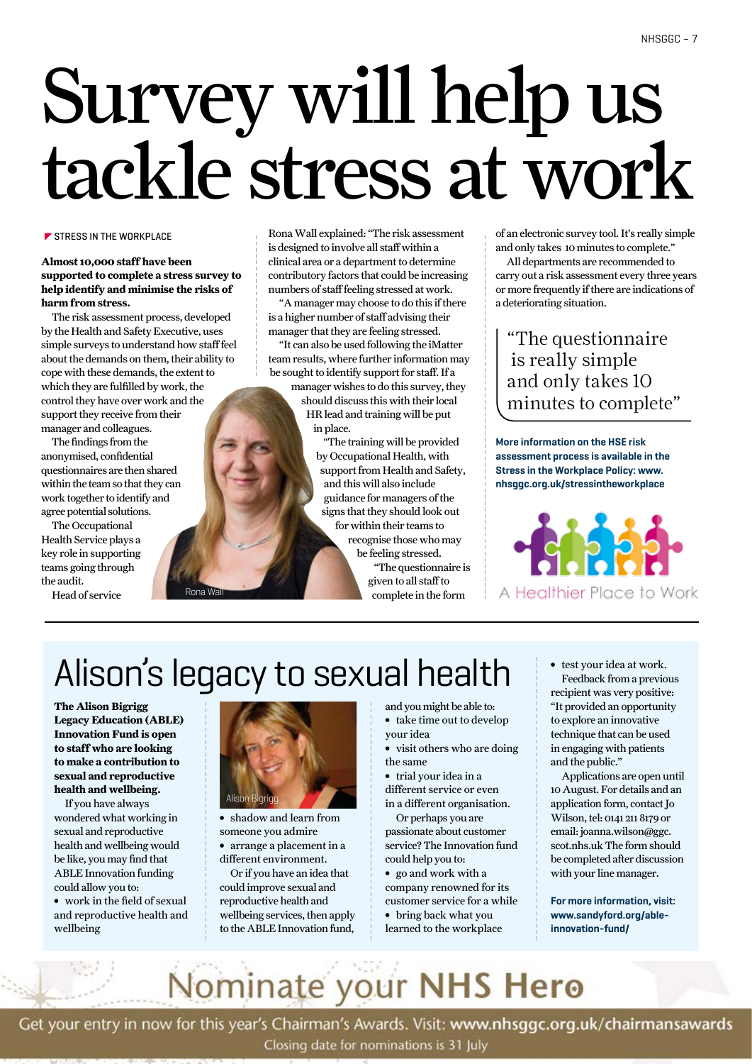# Survey will help us tackle stress at work

STRESS IN THE WORKPLACE

**Almost 10,000 staff have been supported to complete a stress survey to help identify and minimise the risks of harm from stress.**

The risk assessment process, developed by the Health and Safety Executive, uses simple surveys to understand how staff feel about the demands on them, their ability to cope with these demands, the extent to which they are fulfilled by work, the control they have over work and the support they receive from their manager and colleagues.

The findings from the anonymised, confidential questionnaires are then shared within the team so that they can work together to identify and agree potential solutions.

The Occupational Health Service plays a key role in supporting teams going through the audit.

Head of service Rona Wall explained: "The risk assessment is designed to involve all staff within a clinical area or a department to determine contributory factors that could be increasing numbers of staff feeling stressed at work.

"A manager may choose to do this if there is a higher number of staff advising their manager that they are feeling stressed.

"It can also be used following the iMatter team results, where further information may be sought to identify support for staff. If a manager wishes to do this survey, they should discuss this with their local HR lead and training will be put in place.

"The training will be provided by Occupational Health, with support from Health and Safety, and this will also include guidance for managers of the signs that they should look out for within their teams to recognise those who may be feeling stressed.

"The questionnaire is given to all staff to complete in the form of an electronic survey tool. It's really simple and only takes 10 minutes to complete."

All departments are recommended to carry out a risk assessment every three years or more frequently if there are indications of a deteriorating situation.

Rona Wall

> "The questionnaire is really simple and only takes 10 minutes to complete"

**More information on the HSE risk assessment process is available in the Stress in the Workplace Policy: www.nhsggc.org.uk/stressintheworkplace**

A Healthier Place to Work

# Alison's legacy to sexual health

**The Alison Bigrigg Legacy Education (ABLE) Innovation Fund is open to staff who are looking to make a contribution to sexual and reproductive health and wellbeing.**

If you have always wondered what working in sexual and reproductive health and wellbeing would be like, you may find that ABLE Innovation funding could allow you to:

- work in the field of sexual and reproductive health and wellbeing
- shadow and learn from someone you admire
- arrange a placement in a different environment.

Alison Bigrigg

Or if you have an idea that could improve sexual and reproductive health and wellbeing services, then apply to the ABLE Innovation fund, and you might be able to:

- take time out to develop your idea
- visit others who are doing the same
- trial your idea in a different service or even in a different organisation.

Or perhaps you are passionate about customer service? The Innovation fund could help you to:

- go and work with a company renowned for its customer service for a while
- bring back what you learned to the workplace
- test your idea at work.

Feedback from a previous recipient was very positive: "It provided an opportunity to explore an innovative technique that can be used in engaging with patients and the public."

Applications are open until 10 August. For details and an application form, contact Jo Wilson, tel: 0141 211 8179 or email: joanna.wilson@ggc.scot.nhs.uk The form should be completed after discussion with your line manager.

**For more information, visit: www.sandyford.org/able-innovation-fund/**

# Nominate your NHS Hero

Get your entry in now for this year's Chairman's Awards. Visit: **www.nhsggc.org.uk/chairmansawards**

Closing date for nominations is 31 July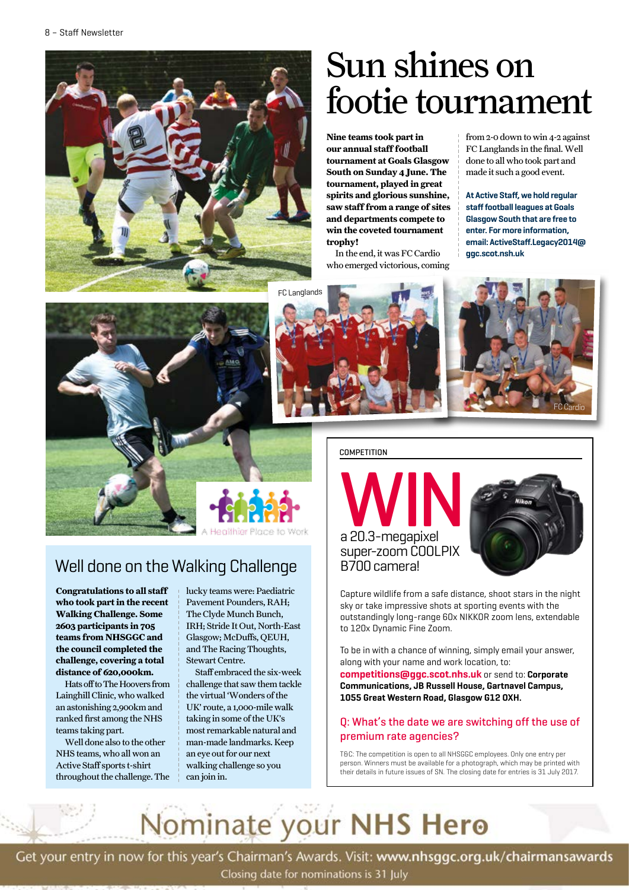# Sun shines on footie tournament

**Nine teams took part in our annual staff football tournament at Goals Glasgow South on Sunday 4 June. The tournament, played in great spirits and glorious sunshine, saw staff from a range of sites and departments compete to win the coveted tournament trophy!**

In the end, it was FC Cardio who emerged victorious, coming from 2-0 down to win 4-2 against FC Langlands in the final. Well done to all who took part and made it such a good event.

**At Active Staff, we hold regular staff football leagues at Goals Glasgow South that are free to enter. For more information, email: ActiveStaff.Legacy2014@ggc.scot.nsh.uk**

FC Langlands

FC Cardio

A Healthier Place to Work

## Well done on the Walking Challenge

**Congratulations to all staff who took part in the recent Walking Challenge. Some 2603 participants in 705 teams from NHSGGC and the council completed the challenge, covering a total distance of 620,000km.**

Hats off to The Hoovers from Lainghill Clinic, who walked an astonishing 2,900km and ranked first among the NHS teams taking part.

Well done also to the other NHS teams, who all won an Active Staff sports t-shirt throughout the challenge. The lucky teams were: Paediatric Pavement Pounders, RAH; The Clyde Munch Bunch, IRH; Stride It Out, North-East Glasgow; McDuffs, QEUH, and The Racing Thoughts, Stewart Centre.

Staff embraced the six-week challenge that saw them tackle the virtual 'Wonders of the UK' route, a 1,000-mile walk taking in some of the UK's most remarkable natural and man-made landmarks. Keep an eye out for our next walking challenge so you can join in.

COMPETITION

# WIN

a 20.3-megapixel super-zoom COOLPIX B700 camera!

Capture wildlife from a safe distance, shoot stars in the night sky or take impressive shots at sporting events with the outstandingly long-range 60x NIKKOR zoom lens, extendable to 120x Dynamic Fine Zoom.

To be in with a chance of winning, simply email your answer, along with your name and work location, to: **competitions@ggc.scot.nhs.uk** or send to: **Corporate Communications, JB Russell House, Gartnavel Campus, 1055 Great Western Road, Glasgow G12 0XH.**

### Q: What's the date we are switching off the use of premium rate agencies?

T&C: The competition is open to all NHSGGC employees. Only one entry per person. Winners must be available for a photograph, which may be printed with their details in future issues of SN. The closing date for entries is 31 July 2017.

# Nominate your NHS Hero

Get your entry in now for this year's Chairman's Awards. Visit: **www.nhsggc.org.uk/chairmansawards**

Closing date for nominations is 31 July